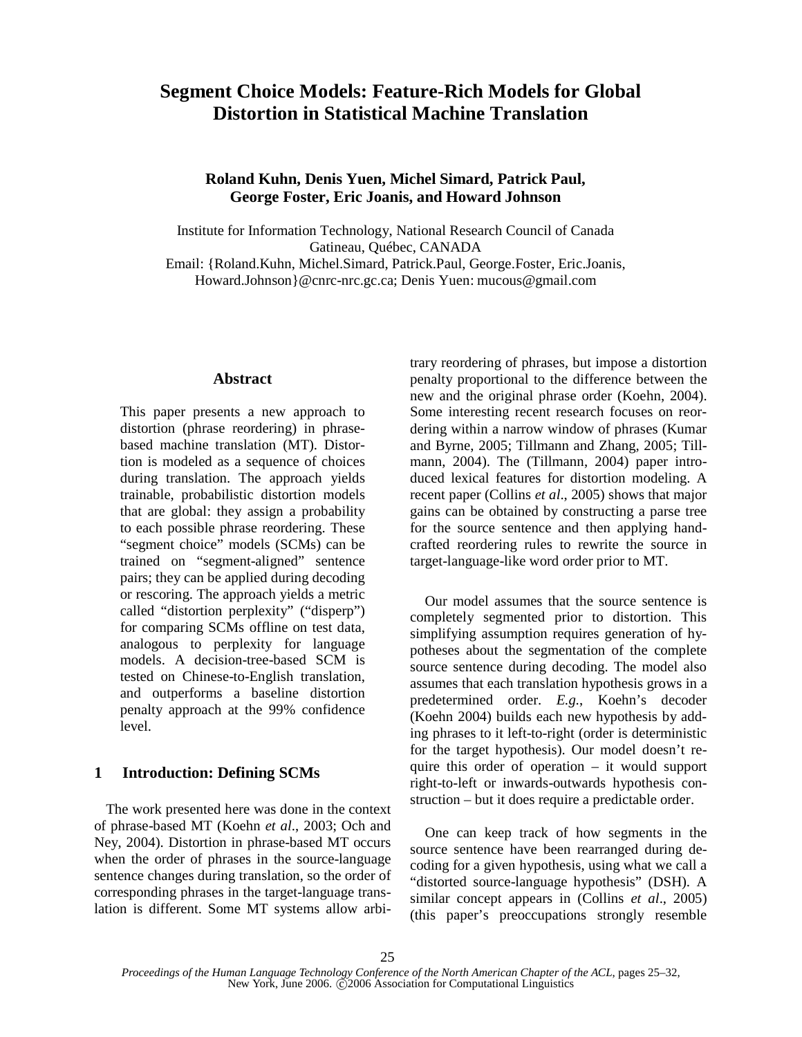# Segment Choice Models: Feature-Rich Models for Global Distortion in Statistical Machine Translation

**Roland Kuhn, Denis Yuen, Michel Simard, Patrick Paul, George Foster, Eric Joanis, and Howard Johnson**

Institute for Information Technology, National Research Council of Canada
Gatineau, Québec, CANADA
Email: {Roland.Kuhn, Michel.Simard, Patrick.Paul, George.Foster, Eric.Joanis, Howard.Johnson}@cnrc-nrc.gc.ca; Denis Yuen: mucous@gmail.com

## Abstract

This paper presents a new approach to distortion (phrase reordering) in phrase-based machine translation (MT). Distortion is modeled as a sequence of choices during translation. The approach yields trainable, probabilistic distortion models that are global: they assign a probability to each possible phrase reordering. These "segment choice" models (SCMs) can be trained on "segment-aligned" sentence pairs; they can be applied during decoding or rescoring. The approach yields a metric called "distortion perplexity" ("disperp") for comparing SCMs offline on test data, analogous to perplexity for language models. A decision-tree-based SCM is tested on Chinese-to-English translation, and outperforms a baseline distortion penalty approach at the 99% confidence level.

## 1 Introduction: Defining SCMs

The work presented here was done in the context of phrase-based MT (Koehn *et al*., 2003; Och and Ney, 2004). Distortion in phrase-based MT occurs when the order of phrases in the source-language sentence changes during translation, so the order of corresponding phrases in the target-language translation is different. Some MT systems allow arbitrary reordering of phrases, but impose a distortion penalty proportional to the difference between the new and the original phrase order (Koehn, 2004). Some interesting recent research focuses on reordering within a narrow window of phrases (Kumar and Byrne, 2005; Tillmann and Zhang, 2005; Tillmann, 2004). The (Tillmann, 2004) paper introduced lexical features for distortion modeling. A recent paper (Collins *et al*., 2005) shows that major gains can be obtained by constructing a parse tree for the source sentence and then applying handcrafted reordering rules to rewrite the source in target-language-like word order prior to MT.

Our model assumes that the source sentence is completely segmented prior to distortion. This simplifying assumption requires generation of hypotheses about the segmentation of the complete source sentence during decoding. The model also assumes that each translation hypothesis grows in a predetermined order. *E.g.*, Koehn's decoder (Koehn 2004) builds each new hypothesis by adding phrases to it left-to-right (order is deterministic for the target hypothesis). Our model doesn't require this order of operation – it would support right-to-left or inwards-outwards hypothesis construction – but it does require a predictable order.

One can keep track of how segments in the source sentence have been rearranged during decoding for a given hypothesis, using what we call a "distorted source-language hypothesis" (DSH). A similar concept appears in (Collins *et al*., 2005) (this paper's preoccupations strongly resemble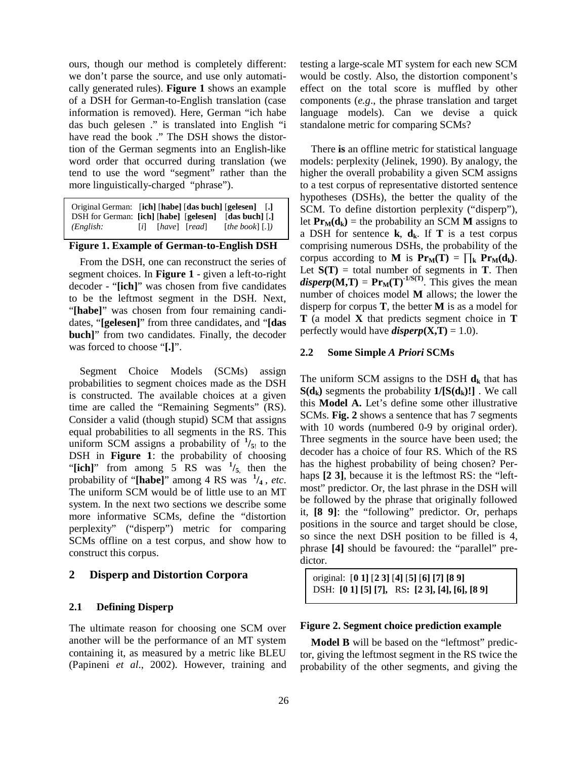ours, though our method is completely different: we don't parse the source, and use only automatically generated rules). **Figure 1** shows an example of a DSH for German-to-English translation (case information is removed). Here, German "ich habe das buch gelesen ." is translated into English "i have read the book ." The DSH shows the distortion of the German segments into an English-like word order that occurred during translation (we tend to use the word "segment" rather than the more linguistically-charged "phrase").

```
Original German:  [ich] [habe] [das buch] [gelesen]   [.]
DSH for German:   [ich] [habe] [gelesen]  [das buch] [.]
(English:         [i]   [have] [read]     [the book] [.])
```

**Figure 1. Example of German-to-English DSH**

From the DSH, one can reconstruct the series of segment choices. In **Figure 1** - given a left-to-right decoder - "**[ich]**" was chosen from five candidates to be the leftmost segment in the DSH. Next, "**[habe]**" was chosen from four remaining candidates, "**[gelesen]**" from three candidates, and "**[das buch]**" from two candidates. Finally, the decoder was forced to choose "**[.]**".

Segment Choice Models (SCMs) assign probabilities to segment choices made as the DSH is constructed. The available choices at a given time are called the "Remaining Segments" (RS). Consider a valid (though stupid) SCM that assigns equal probabilities to all segments in the RS. This uniform SCM assigns a probability of $^1/_{5!}$ to the DSH in **Figure 1**: the probability of choosing "**[ich]**" from among 5 RS was $^1/_5$, then the probability of "**[habe]**" among 4 RS was $^1/_4$, *etc*. The uniform SCM would be of little use to an MT system. In the next two sections we describe some more informative SCMs, define the "distortion perplexity" ("disperp") metric for comparing SCMs offline on a test corpus, and show how to construct this corpus.

## 2 Disperp and Distortion Corpora

### 2.1 Defining Disperp

The ultimate reason for choosing one SCM over another will be the performance of an MT system containing it, as measured by a metric like BLEU (Papineni *et al*., 2002). However, training and testing a large-scale MT system for each new SCM would be costly. Also, the distortion component's effect on the total score is muffled by other components (*e.g*., the phrase translation and target language models). Can we devise a quick standalone metric for comparing SCMs?

There **is** an offline metric for statistical language models: perplexity (Jelinek, 1990). By analogy, the higher the overall probability a given SCM assigns to a test corpus of representative distorted sentence hypotheses (DSHs), the better the quality of the SCM. To define distortion perplexity ("disperp"), let $\mathbf{Pr_M(d_k)}$ = the probability an SCM **M** assigns to a DSH for sentence **k**, $\mathbf{d_k}$. If **T** is a test corpus comprising numerous DSHs, the probability of the corpus according to **M** is $\mathbf{Pr_M(T) = \prod_k Pr_M(d_k)}$. Let **S(T)** = total number of segments in **T**. Then $\boldsymbol{disperp}\mathbf{(M,T) = Pr_M(T)^{-1/S(T)}}$. This gives the mean number of choices model **M** allows; the lower the disperp for corpus **T**, the better **M** is as a model for **T** (a model **X** that predicts segment choice in **T** perfectly would have $\boldsymbol{disperp}\mathbf{(X,T)}$ = 1.0).

### 2.2 Some Simple *A Priori* SCMs

The uniform SCM assigns to the DSH $\mathbf{d_k}$ that has $\mathbf{S(d_k)}$ segments the probability $\mathbf{1/[S(d_k)!]}$. We call this **Model A.** Let's define some other illustrative SCMs. **Fig. 2** shows a sentence that has 7 segments with 10 words (numbered 0-9 by original order). Three segments in the source have been used; the decoder has a choice of four RS. Which of the RS has the highest probability of being chosen? Perhaps **[2 3]**, because it is the leftmost RS: the "leftmost" predictor. Or, the last phrase in the DSH will be followed by the phrase that originally followed it, **[8 9]**: the "following" predictor. Or, perhaps positions in the source and target should be close, so since the next DSH position to be filled is 4, phrase **[4]** should be favoured: the "parallel" predictor.

```
original: [0 1] [2 3] [4] [5] [6] [7] [8 9]
DSH: [0 1] [5] [7],   RS: [2 3], [4], [6], [8 9]
```

**Figure 2. Segment choice prediction example**

**Model B** will be based on the "leftmost" predictor, giving the leftmost segment in the RS twice the probability of the other segments, and giving the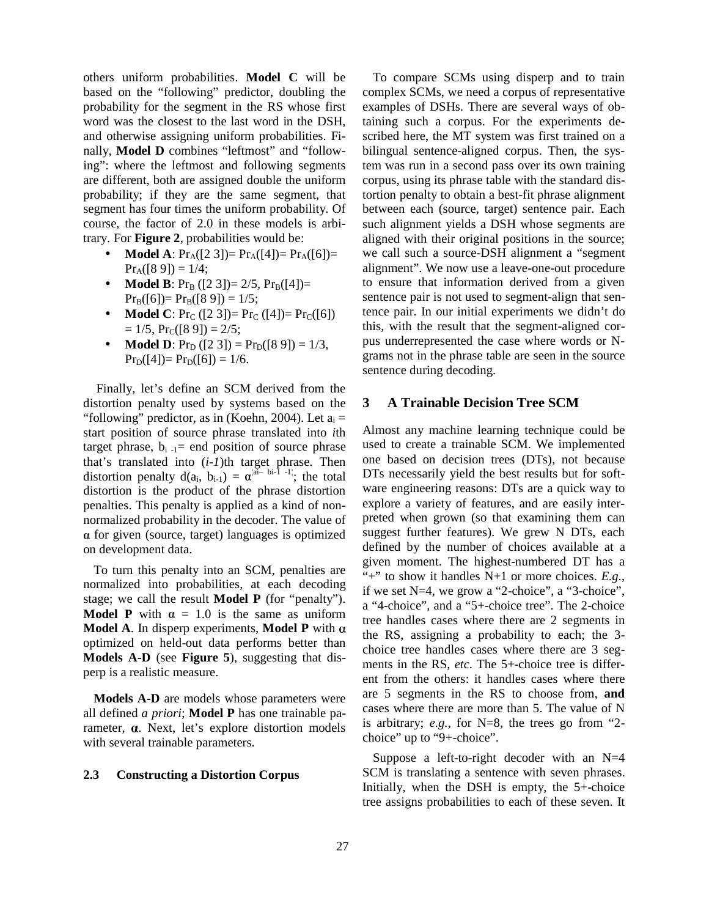others uniform probabilities. **Model C** will be based on the "following" predictor, doubling the probability for the segment in the RS whose first word was the closest to the last word in the DSH, and otherwise assigning uniform probabilities. Finally, **Model D** combines "leftmost" and "following": where the leftmost and following segments are different, both are assigned double the uniform probability; if they are the same segment, that segment has four times the uniform probability. Of course, the factor of 2.0 in these models is arbitrary. For **Figure 2**, probabilities would be:

- **Model A**: $Pr_A([2\ 3]) = Pr_A([4]) = Pr_A([6]) = Pr_A([8\ 9]) = 1/4$;
- **Model B**: $Pr_B([2\ 3]) = 2/5$, $Pr_B([4]) = Pr_B([6]) = Pr_B([8\ 9]) = 1/5$;
- **Model C**: $Pr_C([2\ 3]) = Pr_C([4]) = Pr_C([6]) = 1/5$, $Pr_C([8\ 9]) = 2/5$;
- **Model D**: $Pr_D([2\ 3]) = Pr_D([8\ 9]) = 1/3$, $Pr_D([4]) = Pr_D([6]) = 1/6$.

Finally, let's define an SCM derived from the distortion penalty used by systems based on the "following" predictor, as in (Koehn, 2004). Let $a_i$ = start position of source phrase translated into *i*th target phrase, $b_{i-1}$= end position of source phrase that's translated into (*i-1*)th target phrase. Then distortion penalty $d(a_i, b_{i-1}) = \alpha^{|a_i - b_{i-1} - 1|}$; the total distortion is the product of the phrase distortion penalties. This penalty is applied as a kind of non-normalized probability in the decoder. The value of $\alpha$ for given (source, target) languages is optimized on development data.

To turn this penalty into an SCM, penalties are normalized into probabilities, at each decoding stage; we call the result **Model P** (for "penalty"). **Model P** with $\alpha = 1.0$ is the same as uniform **Model A**. In disperp experiments, **Model P** with $\alpha$ optimized on held-out data performs better than **Models A-D** (see **Figure 5**), suggesting that disperp is a realistic measure.

**Models A-D** are models whose parameters were all defined *a priori*; **Model P** has one trainable parameter, $\alpha$. Next, let's explore distortion models with several trainable parameters.

### 2.3 Constructing a Distortion Corpus

To compare SCMs using disperp and to train complex SCMs, we need a corpus of representative examples of DSHs. There are several ways of obtaining such a corpus. For the experiments described here, the MT system was first trained on a bilingual sentence-aligned corpus. Then, the system was run in a second pass over its own training corpus, using its phrase table with the standard distortion penalty to obtain a best-fit phrase alignment between each (source, target) sentence pair. Each such alignment yields a DSH whose segments are aligned with their original positions in the source; we call such a source-DSH alignment a "segment alignment". We now use a leave-one-out procedure to ensure that information derived from a given sentence pair is not used to segment-align that sentence pair. In our initial experiments we didn't do this, with the result that the segment-aligned corpus underrepresented the case where words or N-grams not in the phrase table are seen in the source sentence during decoding.

## 3 A Trainable Decision Tree SCM

Almost any machine learning technique could be used to create a trainable SCM. We implemented one based on decision trees (DTs), not because DTs necessarily yield the best results but for software engineering reasons: DTs are a quick way to explore a variety of features, and are easily interpreted when grown (so that examining them can suggest further features). We grew N DTs, each defined by the number of choices available at a given moment. The highest-numbered DT has a "+" to show it handles N+1 or more choices. *E.g.*, if we set N=4, we grow a "2-choice", a "3-choice", a "4-choice", and a "5+-choice tree". The 2-choice tree handles cases where there are 2 segments in the RS, assigning a probability to each; the 3-choice tree handles cases where there are 3 segments in the RS, *etc*. The 5+-choice tree is different from the others: it handles cases where there are 5 segments in the RS to choose from, **and** cases where there are more than 5. The value of N is arbitrary; *e.g.*, for N=8, the trees go from "2-choice" up to "9+-choice".

Suppose a left-to-right decoder with an N=4 SCM is translating a sentence with seven phrases. Initially, when the DSH is empty, the 5+-choice tree assigns probabilities to each of these seven. It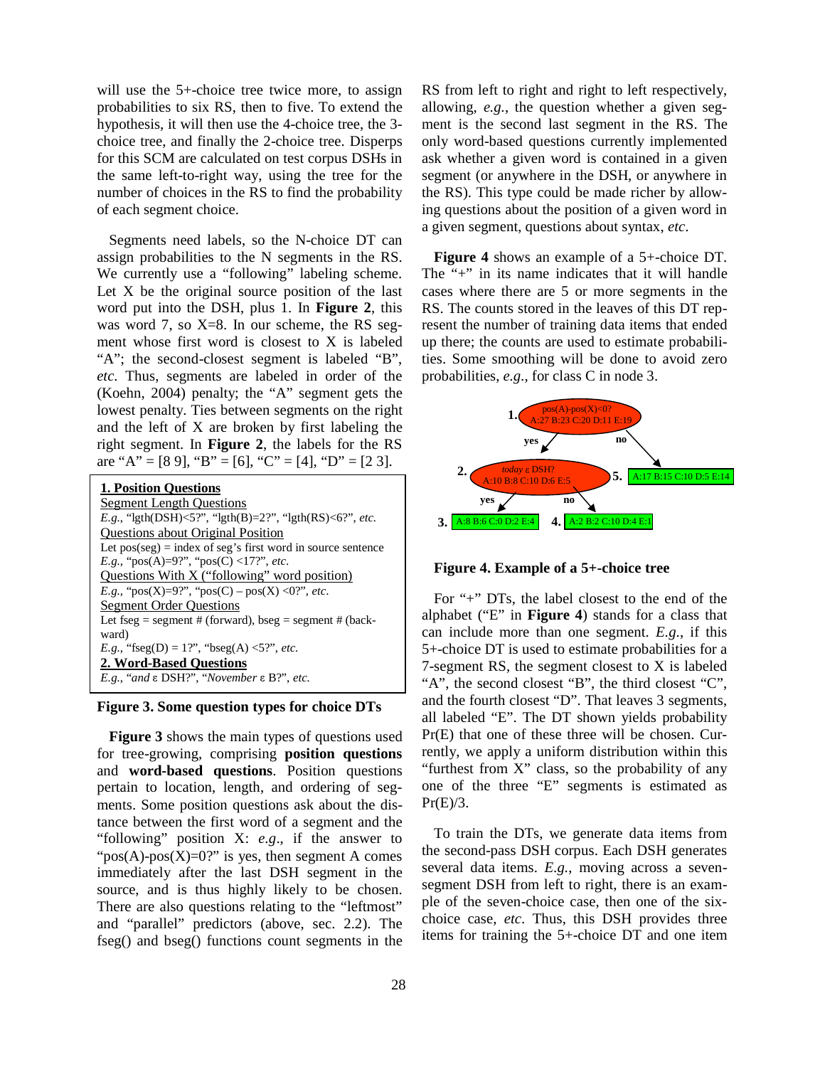will use the 5+-choice tree twice more, to assign probabilities to six RS, then to five. To extend the hypothesis, it will then use the 4-choice tree, the 3-choice tree, and finally the 2-choice tree. Disperps for this SCM are calculated on test corpus DSHs in the same left-to-right way, using the tree for the number of choices in the RS to find the probability of each segment choice.

Segments need labels, so the N-choice DT can assign probabilities to the N segments in the RS. We currently use a "following" labeling scheme. Let X be the original source position of the last word put into the DSH, plus 1. In **Figure 2**, this was word 7, so X=8. In our scheme, the RS segment whose first word is closest to X is labeled "A"; the second-closest segment is labeled "B", *etc*. Thus, segments are labeled in order of the (Koehn, 2004) penalty; the "A" segment gets the lowest penalty. Ties between segments on the right and the left of X are broken by first labeling the right segment. In **Figure 2**, the labels for the RS are "A" = [8 9], "B" = [6], "C" = [4], "D" = [2 3].

**1. Position Questions**
Segment Length Questions
*E.g.*, "lgth(DSH)<5?", "lgth(B)=2?", "lgth(RS)<6?", *etc.*
Questions about Original Position
Let pos(seg) = index of seg's first word in source sentence
*E.g.*, "pos(A)=9?", "pos(C) <17?", *etc.*
Questions With X ("following" word position)
*E.g.*, "pos(X)=9?", "pos(C) – pos(X) <0?", *etc.*
Segment Order Questions
Let fseg = segment # (forward), bseg = segment # (backward)
*E.g.*, "fseg(D) = 1?", "bseg(A) <5?", *etc.*
**2. Word-Based Questions**
*E.g.*, "*and* ε DSH?", "*November* ε B?", *etc.*

**Figure 3. Some question types for choice DTs**

**Figure 3** shows the main types of questions used for tree-growing, comprising **position questions** and **word-based questions**. Position questions pertain to location, length, and ordering of segments. Some position questions ask about the distance between the first word of a segment and the "following" position X: *e.g*., if the answer to "pos(A)-pos(X)=0?" is yes, then segment A comes immediately after the last DSH segment in the source, and is thus highly likely to be chosen. There are also questions relating to the "leftmost" and "parallel" predictors (above, sec. 2.2). The fseg() and bseg() functions count segments in the RS from left to right and right to left respectively, allowing, *e.g.*, the question whether a given segment is the second last segment in the RS. The only word-based questions currently implemented ask whether a given word is contained in a given segment (or anywhere in the DSH, or anywhere in the RS). This type could be made richer by allowing questions about the position of a given word in a given segment, questions about syntax, *etc*.

**Figure 4** shows an example of a 5+-choice DT. The "+" in its name indicates that it will handle cases where there are 5 or more segments in the RS. The counts stored in the leaves of this DT represent the number of training data items that ended up there; the counts are used to estimate probabilities. Some smoothing will be done to avoid zero probabilities, *e.g.*, for class C in node 3.

1. pos(A)-pos(X)<0? A:27 B:23 C:20 D:11 E:19
   - yes → 2. *today* ε DSH? A:10 B:8 C:10 D:6 E:5
     - yes → 3. A:8 B:6 C:0 D:2 E:4
     - no → 4. A:2 B:2 C:10 D:4 E:1
   - no → 5. A:17 B:15 C:10 D:5 E:14

**Figure 4. Example of a 5+-choice tree**

For "+" DTs, the label closest to the end of the alphabet ("E" in **Figure 4**) stands for a class that can include more than one segment. *E.g.*, if this 5+-choice DT is used to estimate probabilities for a 7-segment RS, the segment closest to X is labeled "A", the second closest "B", the third closest "C", and the fourth closest "D". That leaves 3 segments, all labeled "E". The DT shown yields probability Pr(E) that one of these three will be chosen. Currently, we apply a uniform distribution within this "furthest from X" class, so the probability of any one of the three "E" segments is estimated as Pr(E)/3.

To train the DTs, we generate data items from the second-pass DSH corpus. Each DSH generates several data items. *E.g.*, moving across a seven-segment DSH from left to right, there is an example of the seven-choice case, then one of the six-choice case, *etc*. Thus, this DSH provides three items for training the 5+-choice DT and one item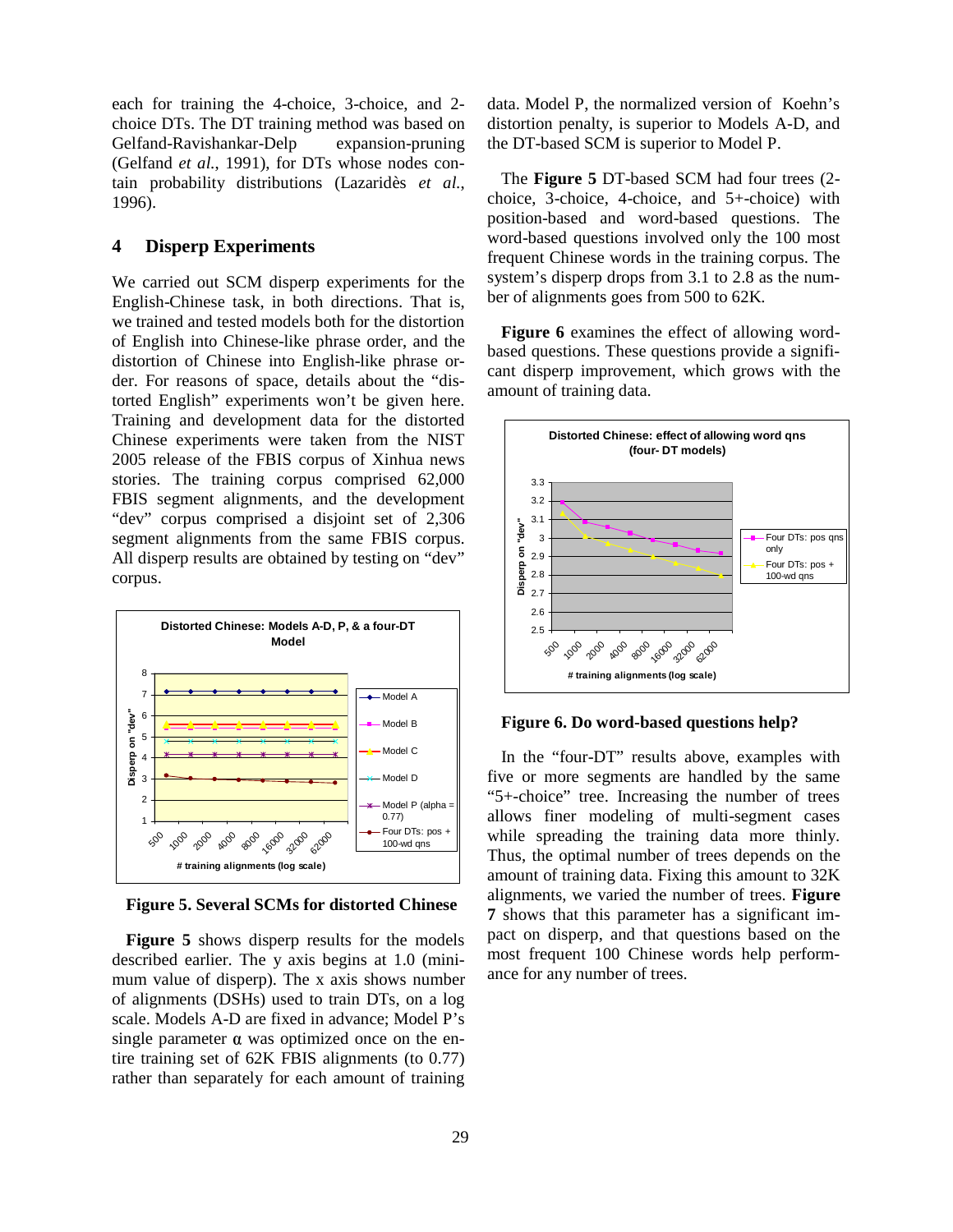each for training the 4-choice, 3-choice, and 2-choice DTs. The DT training method was based on Gelfand-Ravishankar-Delp expansion-pruning (Gelfand *et al.*, 1991), for DTs whose nodes contain probability distributions (Lazaridès *et al.*, 1996).

## 4 Disperp Experiments

We carried out SCM disperp experiments for the English-Chinese task, in both directions. That is, we trained and tested models both for the distortion of English into Chinese-like phrase order, and the distortion of Chinese into English-like phrase order. For reasons of space, details about the "distorted English" experiments won't be given here. Training and development data for the distorted Chinese experiments were taken from the NIST 2005 release of the FBIS corpus of Xinhua news stories. The training corpus comprised 62,000 FBIS segment alignments, and the development "dev" corpus comprised a disjoint set of 2,306 segment alignments from the same FBIS corpus. All disperp results are obtained by testing on "dev" corpus.

**Figure 5. Several SCMs for distorted Chinese**

**Figure 5** shows disperp results for the models described earlier. The y axis begins at 1.0 (minimum value of disperp). The x axis shows number of alignments (DSHs) used to train DTs, on a log scale. Models A-D are fixed in advance; Model P's single parameter $\alpha$ was optimized once on the entire training set of 62K FBIS alignments (to 0.77) rather than separately for each amount of training data. Model P, the normalized version of Koehn's distortion penalty, is superior to Models A-D, and the DT-based SCM is superior to Model P.

The **Figure 5** DT-based SCM had four trees (2-choice, 3-choice, 4-choice, and 5+-choice) with position-based and word-based questions. The word-based questions involved only the 100 most frequent Chinese words in the training corpus. The system's disperp drops from 3.1 to 2.8 as the number of alignments goes from 500 to 62K.

**Figure 6** examines the effect of allowing word-based questions. These questions provide a significant disperp improvement, which grows with the amount of training data.

**Figure 6. Do word-based questions help?**

In the "four-DT" results above, examples with five or more segments are handled by the same "5+-choice" tree. Increasing the number of trees allows finer modeling of multi-segment cases while spreading the training data more thinly. Thus, the optimal number of trees depends on the amount of training data. Fixing this amount to 32K alignments, we varied the number of trees. **Figure 7** shows that this parameter has a significant impact on disperp, and that questions based on the most frequent 100 Chinese words help performance for any number of trees.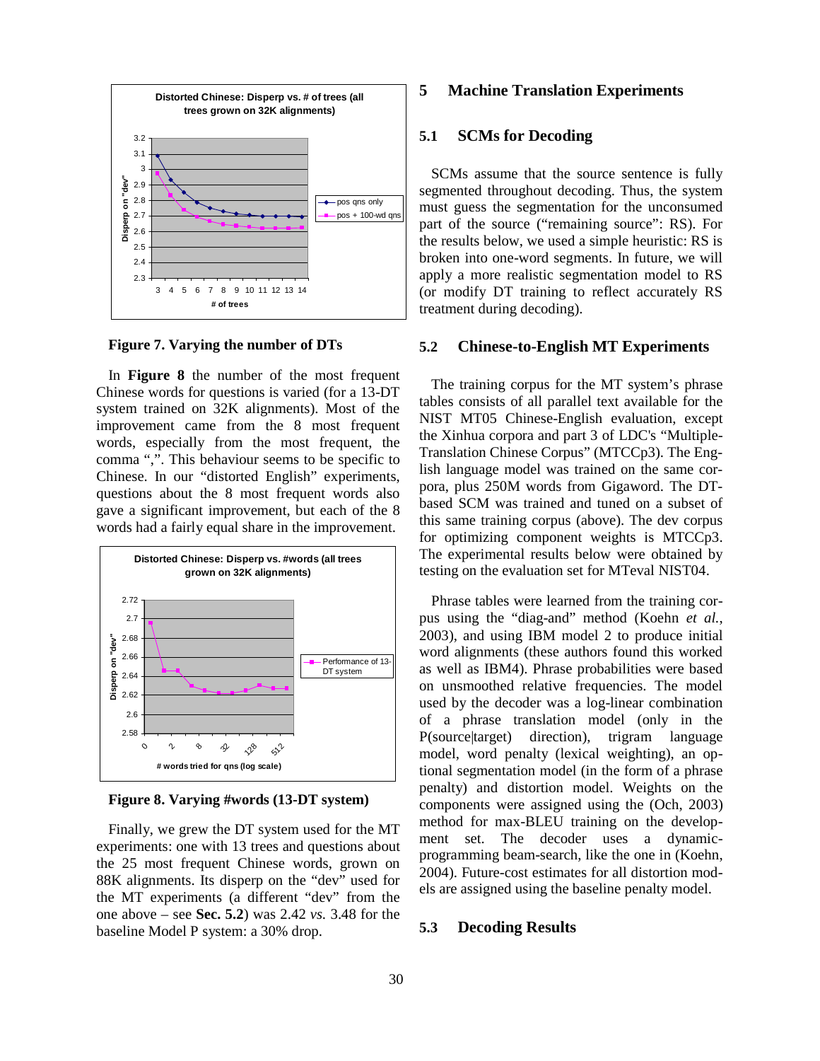**Figure 7. Varying the number of DTs**

In **Figure 8** the number of the most frequent Chinese words for questions is varied (for a 13-DT system trained on 32K alignments). Most of the improvement came from the 8 most frequent words, especially from the most frequent, the comma ",". This behaviour seems to be specific to Chinese. In our "distorted English" experiments, questions about the 8 most frequent words also gave a significant improvement, but each of the 8 words had a fairly equal share in the improvement.

**Figure 8. Varying #words (13-DT system)**

Finally, we grew the DT system used for the MT experiments: one with 13 trees and questions about the 25 most frequent Chinese words, grown on 88K alignments. Its disperp on the "dev" used for the MT experiments (a different "dev" from the one above – see **Sec. 5.2**) was 2.42 *vs.* 3.48 for the baseline Model P system: a 30% drop.

## 5 Machine Translation Experiments

### 5.1 SCMs for Decoding

SCMs assume that the source sentence is fully segmented throughout decoding. Thus, the system must guess the segmentation for the unconsumed part of the source ("remaining source": RS). For the results below, we used a simple heuristic: RS is broken into one-word segments. In future, we will apply a more realistic segmentation model to RS (or modify DT training to reflect accurately RS treatment during decoding).

### 5.2 Chinese-to-English MT Experiments

The training corpus for the MT system's phrase tables consists of all parallel text available for the NIST MT05 Chinese-English evaluation, except the Xinhua corpora and part 3 of LDC's "Multiple-Translation Chinese Corpus" (MTCCp3). The English language model was trained on the same corpora, plus 250M words from Gigaword. The DT-based SCM was trained and tuned on a subset of this same training corpus (above). The dev corpus for optimizing component weights is MTCCp3. The experimental results below were obtained by testing on the evaluation set for MTeval NIST04.

Phrase tables were learned from the training corpus using the "diag-and" method (Koehn *et al.*, 2003), and using IBM model 2 to produce initial word alignments (these authors found this worked as well as IBM4). Phrase probabilities were based on unsmoothed relative frequencies. The model used by the decoder was a log-linear combination of a phrase translation model (only in the P(source|target) direction), trigram language model, word penalty (lexical weighting), an optional segmentation model (in the form of a phrase penalty) and distortion model. Weights on the components were assigned using the (Och, 2003) method for max-BLEU training on the development set. The decoder uses a dynamic-programming beam-search, like the one in (Koehn, 2004). Future-cost estimates for all distortion models are assigned using the baseline penalty model.

### 5.3 Decoding Results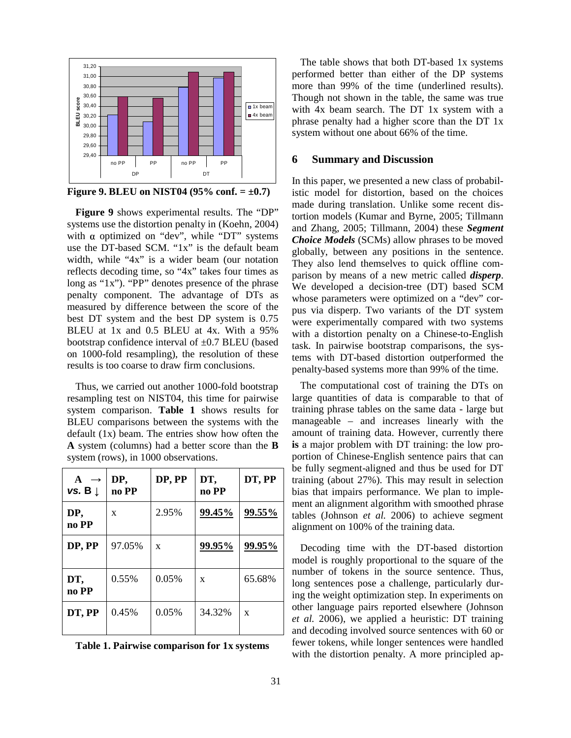Figure 9. BLEU on NIST04 (95% conf. = ±0.7)

**Figure 9** shows experimental results. The "DP" systems use the distortion penalty in (Koehn, 2004) with α optimized on "dev", while "DT" systems use the DT-based SCM. "1x" is the default beam width, while "4x" is a wider beam (our notation reflects decoding time, so "4x" takes four times as long as "1x"). "PP" denotes presence of the phrase penalty component. The advantage of DTs as measured by difference between the score of the best DT system and the best DP system is 0.75 BLEU at 1x and 0.5 BLEU at 4x. With a 95% bootstrap confidence interval of ±0.7 BLEU (based on 1000-fold resampling), the resolution of these results is too coarse to draw firm conclusions.

Thus, we carried out another 1000-fold bootstrap resampling test on NIST04, this time for pairwise system comparison. **Table 1** shows results for BLEU comparisons between the systems with the default (1x) beam. The entries show how often the **A** system (columns) had a better score than the **B** system (rows), in 1000 observations.

| **A** → *vs.* **B** ↓ | **DP, no PP** | **DP, PP** | **DT, no PP** | **DT, PP** |
|---|---|---|---|---|
| **DP, no PP** | x | 2.95% | **99.45%** | **99.55%** |
| **DP, PP** | 97.05% | x | **99.95%** | **99.95%** |
| **DT, no PP** | 0.55% | 0.05% | x | 65.68% |
| **DT, PP** | 0.45% | 0.05% | 34.32% | x |

**Table 1. Pairwise comparison for 1x systems**

The table shows that both DT-based 1x systems performed better than either of the DP systems more than 99% of the time (underlined results). Though not shown in the table, the same was true with 4x beam search. The DT 1x system with a phrase penalty had a higher score than the DT 1x system without one about 66% of the time.

## 6 Summary and Discussion

In this paper, we presented a new class of probabilistic model for distortion, based on the choices made during translation. Unlike some recent distortion models (Kumar and Byrne, 2005; Tillmann and Zhang, 2005; Tillmann, 2004) these ***Segment Choice Models*** (SCMs) allow phrases to be moved globally, between any positions in the sentence. They also lend themselves to quick offline comparison by means of a new metric called ***disperp***. We developed a decision-tree (DT) based SCM whose parameters were optimized on a "dev" corpus via disperp. Two variants of the DT system were experimentally compared with two systems with a distortion penalty on a Chinese-to-English task. In pairwise bootstrap comparisons, the systems with DT-based distortion outperformed the penalty-based systems more than 99% of the time.

The computational cost of training the DTs on large quantities of data is comparable to that of training phrase tables on the same data - large but manageable – and increases linearly with the amount of training data. However, currently there **is** a major problem with DT training: the low proportion of Chinese-English sentence pairs that can be fully segment-aligned and thus be used for DT training (about 27%). This may result in selection bias that impairs performance. We plan to implement an alignment algorithm with smoothed phrase tables (Johnson *et al.* 2006) to achieve segment alignment on 100% of the training data.

Decoding time with the DT-based distortion model is roughly proportional to the square of the number of tokens in the source sentence. Thus, long sentences pose a challenge, particularly during the weight optimization step. In experiments on other language pairs reported elsewhere (Johnson *et al.* 2006), we applied a heuristic: DT training and decoding involved source sentences with 60 or fewer tokens, while longer sentences were handled with the distortion penalty. A more principled ap-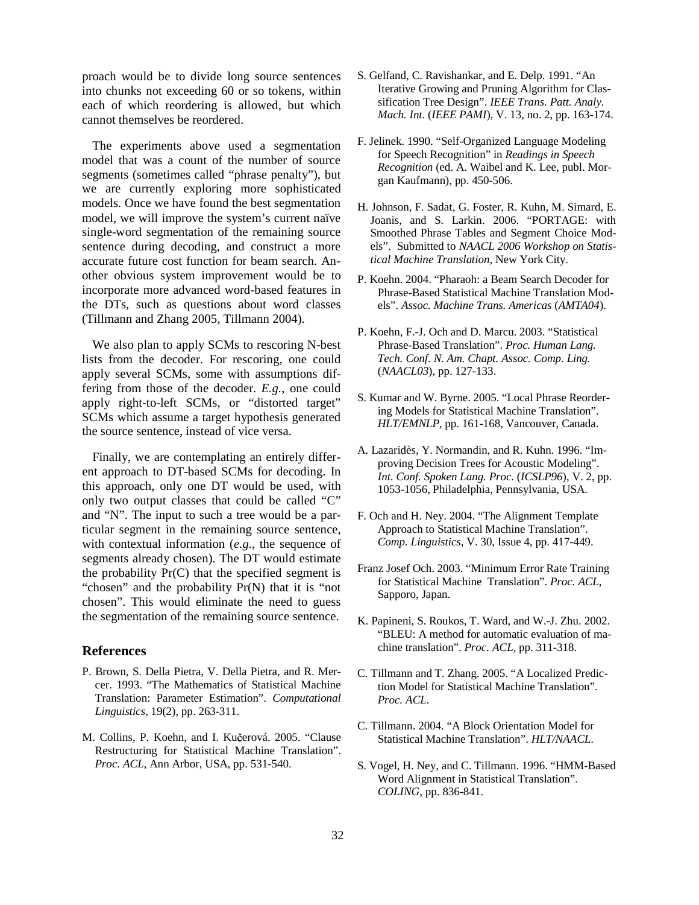proach would be to divide long source sentences into chunks not exceeding 60 or so tokens, within each of which reordering is allowed, but which cannot themselves be reordered.

The experiments above used a segmentation model that was a count of the number of source segments (sometimes called "phrase penalty"), but we are currently exploring more sophisticated models. Once we have found the best segmentation model, we will improve the system's current naïve single-word segmentation of the remaining source sentence during decoding, and construct a more accurate future cost function for beam search. Another obvious system improvement would be to incorporate more advanced word-based features in the DTs, such as questions about word classes (Tillmann and Zhang 2005, Tillmann 2004).

We also plan to apply SCMs to rescoring N-best lists from the decoder. For rescoring, one could apply several SCMs, some with assumptions differing from those of the decoder. *E.g.*, one could apply right-to-left SCMs, or "distorted target" SCMs which assume a target hypothesis generated the source sentence, instead of vice versa.

Finally, we are contemplating an entirely different approach to DT-based SCMs for decoding. In this approach, only one DT would be used, with only two output classes that could be called "C" and "N". The input to such a tree would be a particular segment in the remaining source sentence, with contextual information (*e.g.*, the sequence of segments already chosen). The DT would estimate the probability Pr(C) that the specified segment is "chosen" and the probability Pr(N) that it is "not chosen". This would eliminate the need to guess the segmentation of the remaining source sentence.

## References

P. Brown, S. Della Pietra, V. Della Pietra, and R. Mercer. 1993. "The Mathematics of Statistical Machine Translation: Parameter Estimation". *Computational Linguistics*, 19(2), pp. 263-311.

M. Collins, P. Koehn, and I. Kučerová. 2005. "Clause Restructuring for Statistical Machine Translation". *Proc. ACL*, Ann Arbor, USA, pp. 531-540.

S. Gelfand, C. Ravishankar, and E. Delp. 1991. "An Iterative Growing and Pruning Algorithm for Classification Tree Design". *IEEE Trans. Patt. Analy. Mach. Int.* (*IEEE PAMI*), V. 13, no. 2, pp. 163-174.

F. Jelinek. 1990. "Self-Organized Language Modeling for Speech Recognition" in *Readings in Speech Recognition* (ed. A. Waibel and K. Lee, publ. Morgan Kaufmann), pp. 450-506.

H. Johnson, F. Sadat, G. Foster, R. Kuhn, M. Simard, E. Joanis, and S. Larkin. 2006. "PORTAGE: with Smoothed Phrase Tables and Segment Choice Models". Submitted to *NAACL 2006 Workshop on Statistical Machine Translation*, New York City.

P. Koehn. 2004. "Pharaoh: a Beam Search Decoder for Phrase-Based Statistical Machine Translation Models". *Assoc. Machine Trans. Americas* (*AMTA04*).

P. Koehn, F.-J. Och and D. Marcu. 2003. "Statistical Phrase-Based Translation". *Proc. Human Lang. Tech. Conf. N. Am. Chapt. Assoc. Comp. Ling.* (*NAACL03*), pp. 127-133.

S. Kumar and W. Byrne. 2005. "Local Phrase Reordering Models for Statistical Machine Translation". *HLT/EMNLP*, pp. 161-168, Vancouver, Canada.

A. Lazaridès, Y. Normandin, and R. Kuhn. 1996. "Improving Decision Trees for Acoustic Modeling". *Int. Conf. Spoken Lang. Proc.* (*ICSLP96*), V. 2, pp. 1053-1056, Philadelphia, Pennsylvania, USA.

F. Och and H. Ney. 2004. "The Alignment Template Approach to Statistical Machine Translation". *Comp. Linguistics*, V. 30, Issue 4, pp. 417-449.

Franz Josef Och. 2003. "Minimum Error Rate Training for Statistical Machine Translation". *Proc. ACL*, Sapporo, Japan.

K. Papineni, S. Roukos, T. Ward, and W.-J. Zhu. 2002. "BLEU: A method for automatic evaluation of machine translation". *Proc. ACL*, pp. 311-318.

C. Tillmann and T. Zhang. 2005. "A Localized Prediction Model for Statistical Machine Translation". *Proc. ACL*.

C. Tillmann. 2004. "A Block Orientation Model for Statistical Machine Translation". *HLT/NAACL*.

S. Vogel, H. Ney, and C. Tillmann. 1996. "HMM-Based Word Alignment in Statistical Translation". *COLING*, pp. 836-841.